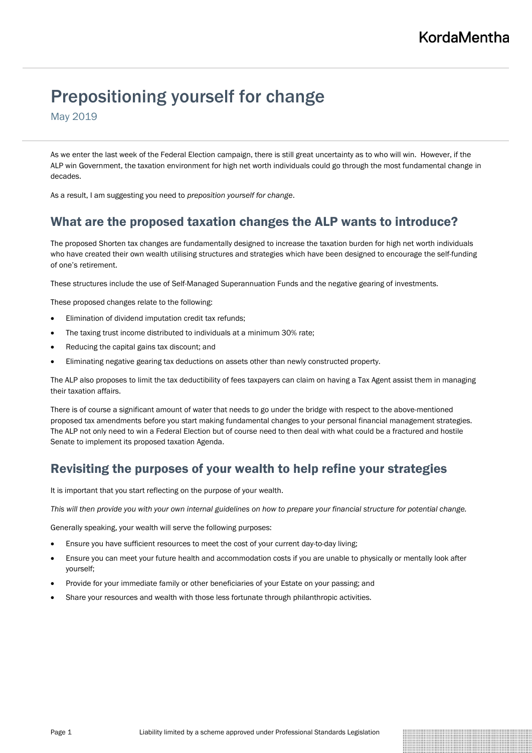KordaMentha

# Prepositioning yourself for change

May 2019

As we enter the last week of the Federal Election campaign, there is still great uncertainty as to who will win. However, if the ALP win Government, the taxation environment for high net worth individuals could go through the most fundamental change in decades.

As a result, I am suggesting you need to *preposition yourself for change*.

## What are the proposed taxation changes the ALP wants to introduce?

The proposed Shorten tax changes are fundamentally designed to increase the taxation burden for high net worth individuals who have created their own wealth utilising structures and strategies which have been designed to encourage the self-funding of one's retirement.

These structures include the use of Self-Managed Superannuation Funds and the negative gearing of investments.

These proposed changes relate to the following:

- Elimination of dividend imputation credit tax refunds;
- The taxing trust income distributed to individuals at a minimum 30% rate;
- Reducing the capital gains tax discount; and
- Eliminating negative gearing tax deductions on assets other than newly constructed property.

The ALP also proposes to limit the tax deductibility of fees taxpayers can claim on having a Tax Agent assist them in managing their taxation affairs.

There is of course a significant amount of water that needs to go under the bridge with respect to the above-mentioned proposed tax amendments before you start making fundamental changes to your personal financial management strategies. The ALP not only need to win a Federal Election but of course need to then deal with what could be a fractured and hostile Senate to implement its proposed taxation Agenda.

## Revisiting the purposes of your wealth to help refine your strategies

It is important that you start reflecting on the purpose of your wealth.

*This will then provide you with your own internal guidelines on how to prepare your financial structure for potential change.*

Generally speaking, your wealth will serve the following purposes:

- Ensure you have sufficient resources to meet the cost of your current day-to-day living;
- Ensure you can meet your future health and accommodation costs if you are unable to physically or mentally look after yourself;
- Provide for your immediate family or other beneficiaries of your Estate on your passing; and
- Share your resources and wealth with those less fortunate through philanthropic activities.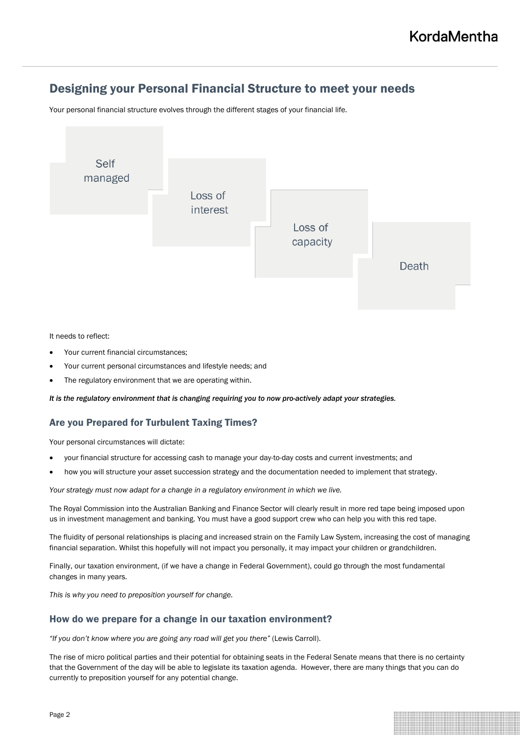## Designing your Personal Financial Structure to meet your needs

Your personal financial structure evolves through the different stages of your financial life.

Self managed

Loss of interest

Loss of capacity

Death

It needs to reflect:

- Your current financial circumstances;
- Your current personal circumstances and lifestyle needs; and
- The regulatory environment that we are operating within.

***It is the regulatory environment that is changing requiring you to now pro-actively adapt your strategies.***

### Are you Prepared for Turbulent Taxing Times?

Your personal circumstances will dictate:

- your financial structure for accessing cash to manage your day-to-day costs and current investments; and
- how you will structure your asset succession strategy and the documentation needed to implement that strategy.

*Your strategy must now adapt for a change in a regulatory environment in which we live.*

The Royal Commission into the Australian Banking and Finance Sector will clearly result in more red tape being imposed upon us in investment management and banking. You must have a good support crew who can help you with this red tape.

The fluidity of personal relationships is placing and increased strain on the Family Law System, increasing the cost of managing financial separation. Whilst this hopefully will not impact you personally, it may impact your children or grandchildren.

Finally, our taxation environment, (if we have a change in Federal Government), could go through the most fundamental changes in many years.

*This is why you need to preposition yourself for change.*

### How do we prepare for a change in our taxation environment?

*"If you don't know where you are going any road will get you there"* (Lewis Carroll).

The rise of micro political parties and their potential for obtaining seats in the Federal Senate means that there is no certainty that the Government of the day will be able to legislate its taxation agenda. However, there are many things that you can do currently to preposition yourself for any potential change.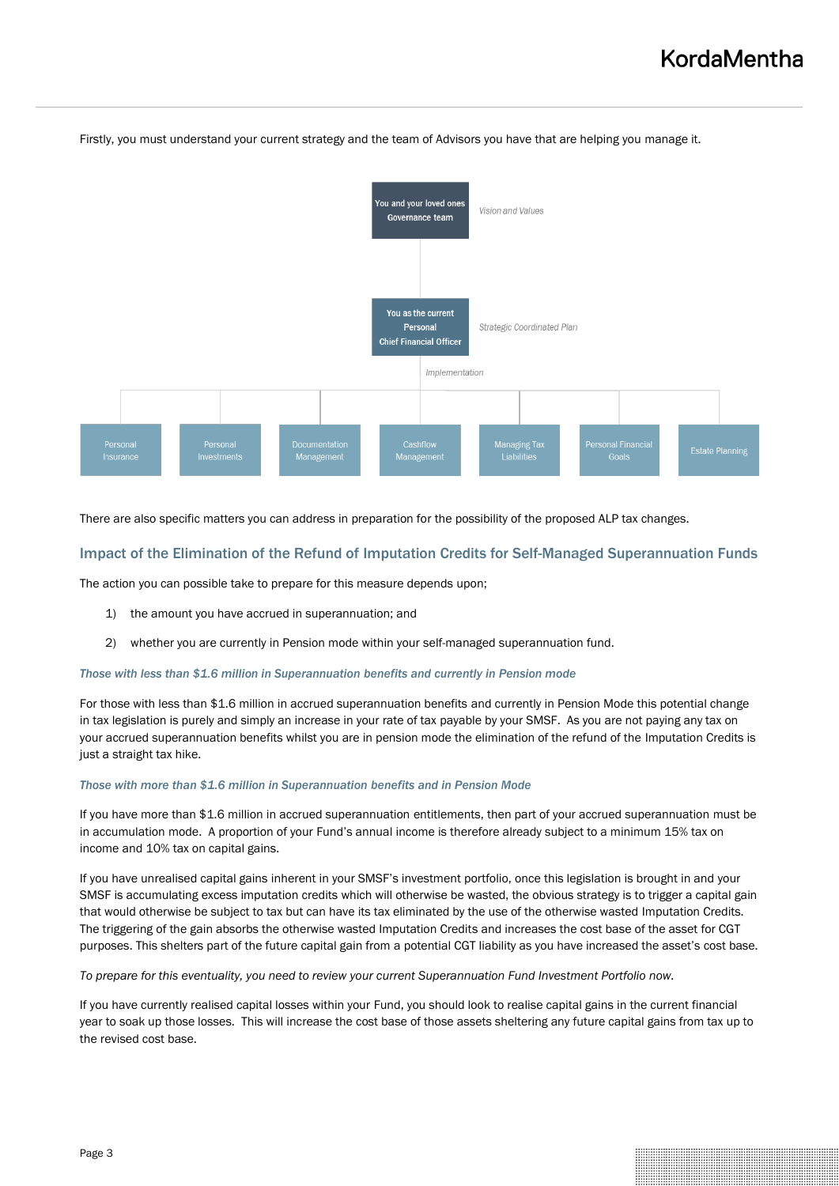Firstly, you must understand your current strategy and the team of Advisors you have that are helping you manage it.

You and your loved ones Governance team — *Vision and Values*

You as the current Personal Chief Financial Officer — *Strategic Coordinated Plan*

*Implementation*

- Personal Insurance
- Personal Investments
- Documentation Management
- Cashflow Management
- Managing Tax Liabilities
- Personal Financial Goals
- Estate Planning

There are also specific matters you can address in preparation for the possibility of the proposed ALP tax changes.

## Impact of the Elimination of the Refund of Imputation Credits for Self-Managed Superannuation Funds

The action you can possible take to prepare for this measure depends upon;

1) the amount you have accrued in superannuation; and
2) whether you are currently in Pension mode within your self-managed superannuation fund.

### *Those with less than $1.6 million in Superannuation benefits and currently in Pension mode*

For those with less than $1.6 million in accrued superannuation benefits and currently in Pension Mode this potential change in tax legislation is purely and simply an increase in your rate of tax payable by your SMSF. As you are not paying any tax on your accrued superannuation benefits whilst you are in pension mode the elimination of the refund of the Imputation Credits is just a straight tax hike.

### *Those with more than $1.6 million in Superannuation benefits and in Pension Mode*

If you have more than $1.6 million in accrued superannuation entitlements, then part of your accrued superannuation must be in accumulation mode. A proportion of your Fund's annual income is therefore already subject to a minimum 15% tax on income and 10% tax on capital gains.

If you have unrealised capital gains inherent in your SMSF's investment portfolio, once this legislation is brought in and your SMSF is accumulating excess imputation credits which will otherwise be wasted, the obvious strategy is to trigger a capital gain that would otherwise be subject to tax but can have its tax eliminated by the use of the otherwise wasted Imputation Credits. The triggering of the gain absorbs the otherwise wasted Imputation Credits and increases the cost base of the asset for CGT purposes. This shelters part of the future capital gain from a potential CGT liability as you have increased the asset's cost base.

*To prepare for this eventuality, you need to review your current Superannuation Fund Investment Portfolio now.*

If you have currently realised capital losses within your Fund, you should look to realise capital gains in the current financial year to soak up those losses. This will increase the cost base of those assets sheltering any future capital gains from tax up to the revised cost base.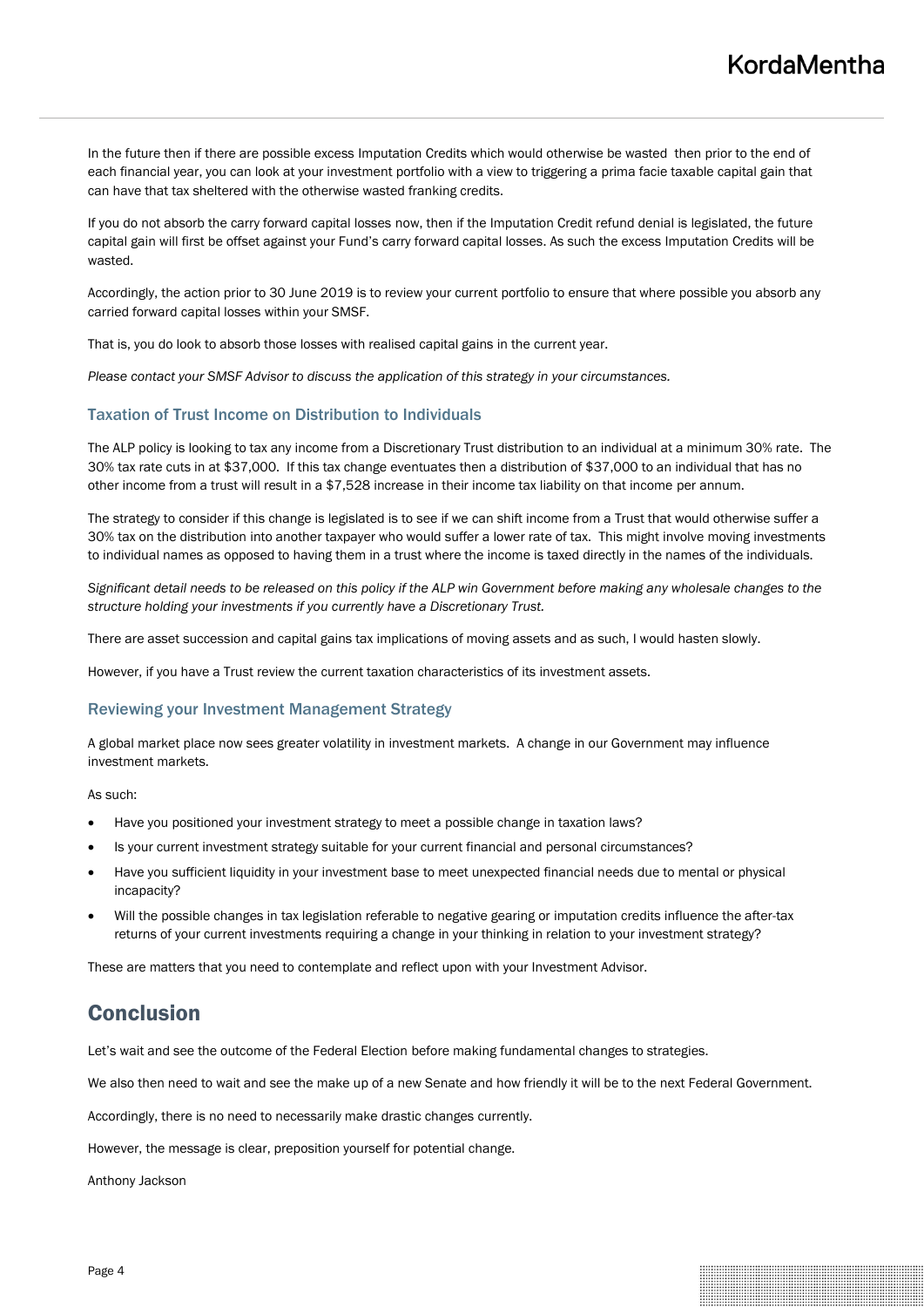In the future then if there are possible excess Imputation Credits which would otherwise be wasted then prior to the end of each financial year, you can look at your investment portfolio with a view to triggering a prima facie taxable capital gain that can have that tax sheltered with the otherwise wasted franking credits.

If you do not absorb the carry forward capital losses now, then if the Imputation Credit refund denial is legislated, the future capital gain will first be offset against your Fund's carry forward capital losses. As such the excess Imputation Credits will be wasted.

Accordingly, the action prior to 30 June 2019 is to review your current portfolio to ensure that where possible you absorb any carried forward capital losses within your SMSF.

That is, you do look to absorb those losses with realised capital gains in the current year.

*Please contact your SMSF Advisor to discuss the application of this strategy in your circumstances.*

### Taxation of Trust Income on Distribution to Individuals

The ALP policy is looking to tax any income from a Discretionary Trust distribution to an individual at a minimum 30% rate. The 30% tax rate cuts in at $37,000. If this tax change eventuates then a distribution of $37,000 to an individual that has no other income from a trust will result in a $7,528 increase in their income tax liability on that income per annum.

The strategy to consider if this change is legislated is to see if we can shift income from a Trust that would otherwise suffer a 30% tax on the distribution into another taxpayer who would suffer a lower rate of tax. This might involve moving investments to individual names as opposed to having them in a trust where the income is taxed directly in the names of the individuals.

*Significant detail needs to be released on this policy if the ALP win Government before making any wholesale changes to the structure holding your investments if you currently have a Discretionary Trust.*

There are asset succession and capital gains tax implications of moving assets and as such, I would hasten slowly.

However, if you have a Trust review the current taxation characteristics of its investment assets.

### Reviewing your Investment Management Strategy

A global market place now sees greater volatility in investment markets. A change in our Government may influence investment markets.

As such:

- Have you positioned your investment strategy to meet a possible change in taxation laws?
- Is your current investment strategy suitable for your current financial and personal circumstances?
- Have you sufficient liquidity in your investment base to meet unexpected financial needs due to mental or physical incapacity?
- Will the possible changes in tax legislation referable to negative gearing or imputation credits influence the after-tax returns of your current investments requiring a change in your thinking in relation to your investment strategy?

These are matters that you need to contemplate and reflect upon with your Investment Advisor.

## Conclusion

Let's wait and see the outcome of the Federal Election before making fundamental changes to strategies.

We also then need to wait and see the make up of a new Senate and how friendly it will be to the next Federal Government.

Accordingly, there is no need to necessarily make drastic changes currently.

However, the message is clear, preposition yourself for potential change.

Anthony Jackson